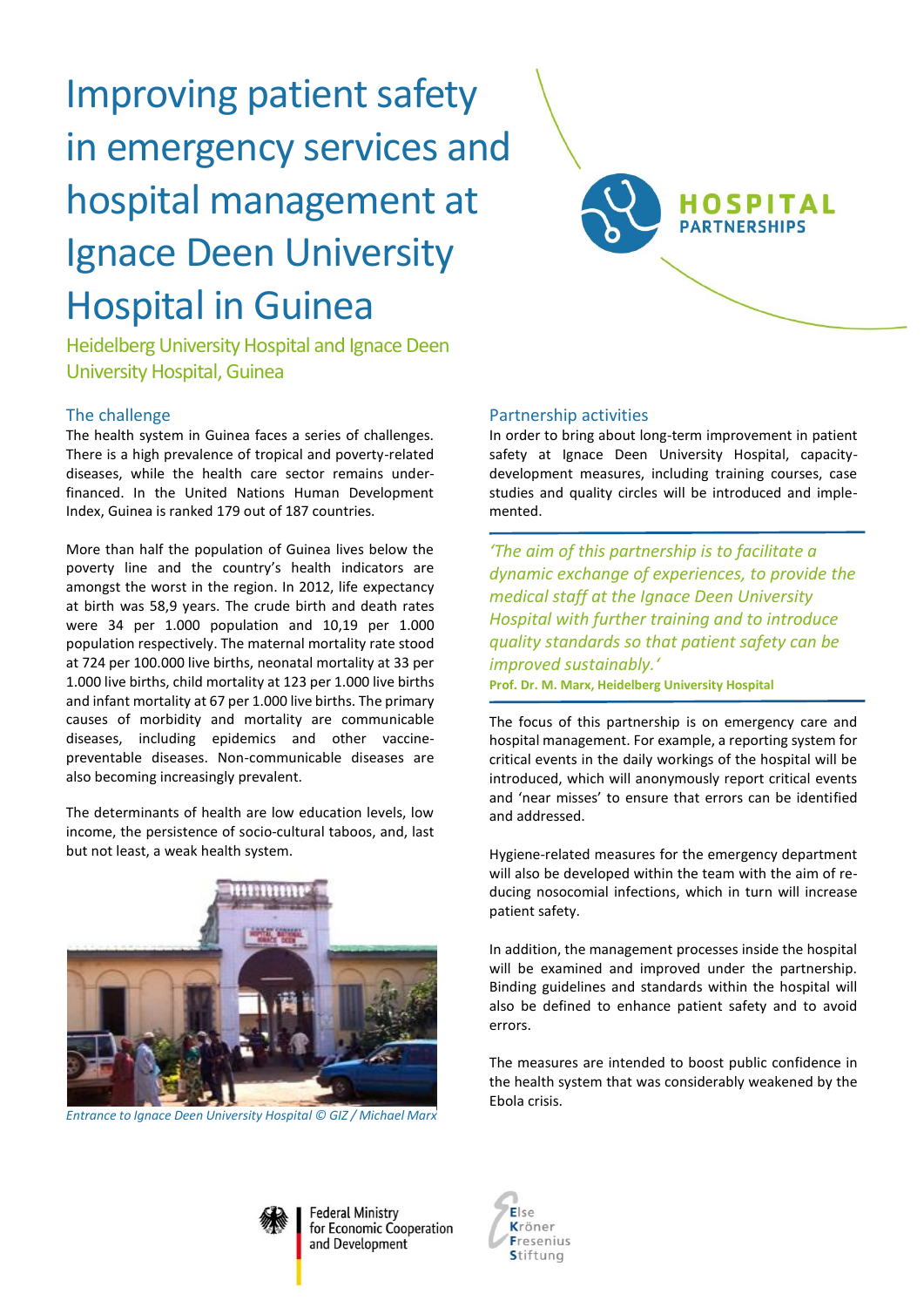# Improving patient safety in emergency services and hospital management at Ignace Deen University Hospital in Guinea

## Heidelberg University Hospital and Ignace Deen University Hospital, Guinea

### The challenge

The health system in Guinea faces a series of challenges. There is a high prevalence of tropical and poverty-related diseases, while the health care sector remains under-financed. In the United Nations Human Development Index, Guinea is ranked 179 out of 187 countries.

More than half the population of Guinea lives below the poverty line and the country's health indicators are amongst the worst in the region. In 2012, life expectancy at birth was 58,9 years. The crude birth and death rates were 34 per 1.000 population and 10,19 per 1.000 population respectively. The maternal mortality rate stood at 724 per 100.000 live births, neonatal mortality at 33 per 1.000 live births, child mortality at 123 per 1.000 live births and infant mortality at 67 per 1.000 live births. The primary causes of morbidity and mortality are communicable diseases, including epidemics and other vaccine-preventable diseases. Non-communicable diseases are also becoming increasingly prevalent.

The determinants of health are low education levels, low income, the persistence of socio-cultural taboos, and, last but not least, a weak health system.

*Entrance to Ignace Deen University Hospital © GIZ / Michael Marx*

### Partnership activities

In order to bring about long-term improvement in patient safety at Ignace Deen University Hospital, capacity-development measures, including training courses, case studies and quality circles will be introduced and implemented.

> *'The aim of this partnership is to facilitate a dynamic exchange of experiences, to provide the medical staff at the Ignace Deen University Hospital with further training and to introduce quality standards so that patient safety can be improved sustainably.'*
>
> **Prof. Dr. M. Marx, Heidelberg University Hospital**

The focus of this partnership is on emergency care and hospital management. For example, a reporting system for critical events in the daily workings of the hospital will be introduced, which will anonymously report critical events and 'near misses' to ensure that errors can be identified and addressed.

Hygiene-related measures for the emergency department will also be developed within the team with the aim of reducing nosocomial infections, which in turn will increase patient safety.

In addition, the management processes inside the hospital will be examined and improved under the partnership. Binding guidelines and standards within the hospital will also be defined to enhance patient safety and to avoid errors.

The measures are intended to boost public confidence in the health system that was considerably weakened by the Ebola crisis.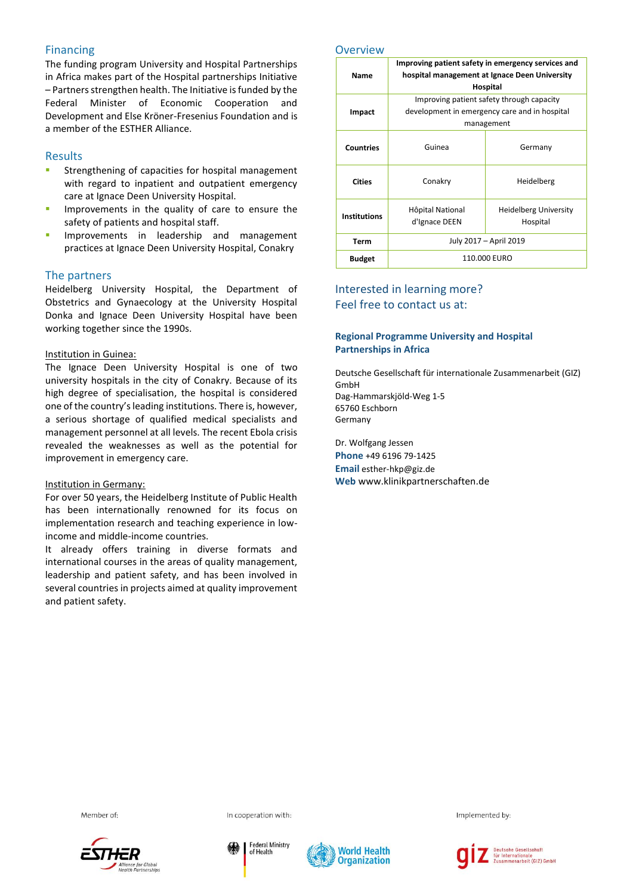## Financing

The funding program University and Hospital Partnerships in Africa makes part of the Hospital partnerships Initiative – Partners strengthen health. The Initiative is funded by the Federal Minister of Economic Cooperation and Development and Else Kröner-Fresenius Foundation and is a member of the ESTHER Alliance.

## Results

- Strengthening of capacities for hospital management with regard to inpatient and outpatient emergency care at Ignace Deen University Hospital.
- Improvements in the quality of care to ensure the safety of patients and hospital staff.
- Improvements in leadership and management practices at Ignace Deen University Hospital, Conakry

## The partners

Heidelberg University Hospital, the Department of Obstetrics and Gynaecology at the University Hospital Donka and Ignace Deen University Hospital have been working together since the 1990s.

Institution in Guinea:

The Ignace Deen University Hospital is one of two university hospitals in the city of Conakry. Because of its high degree of specialisation, the hospital is considered one of the country's leading institutions. There is, however, a serious shortage of qualified medical specialists and management personnel at all levels. The recent Ebola crisis revealed the weaknesses as well as the potential for improvement in emergency care.

Institution in Germany:

For over 50 years, the Heidelberg Institute of Public Health has been internationally renowned for its focus on implementation research and teaching experience in low-income and middle-income countries.

It already offers training in diverse formats and international courses in the areas of quality management, leadership and patient safety, and has been involved in several countries in projects aimed at quality improvement and patient safety.

## Overview

| | | |
|---|---|---|
| **Name** | **Improving patient safety in emergency services and hospital management at Ignace Deen University Hospital** | |
| **Impact** | Improving patient safety through capacity development in emergency care and in hospital management | |
| **Countries** | Guinea | Germany |
| **Cities** | Conakry | Heidelberg |
| **Institutions** | Hôpital National d'Ignace DEEN | Heidelberg University Hospital |
| **Term** | July 2017 – April 2019 | |
| **Budget** | 110.000 EURO | |

## Interested in learning more? Feel free to contact us at:

**Regional Programme University and Hospital Partnerships in Africa**

Deutsche Gesellschaft für internationale Zusammenarbeit (GIZ) GmbH
Dag-Hammarskjöld-Weg 1-5
65760 Eschborn
Germany

Dr. Wolfgang Jessen
**Phone** +49 6196 79-1425
**Email** esther-hkp@giz.de
**Web** www.klinikpartnerschaften.de

Member of: ESTHER Alliance for Global Health Partnerships

In cooperation with: Federal Ministry of Health; World Health Organization

Implemented by: giz Deutsche Gesellschaft für Internationale Zusammenarbeit (GIZ) GmbH